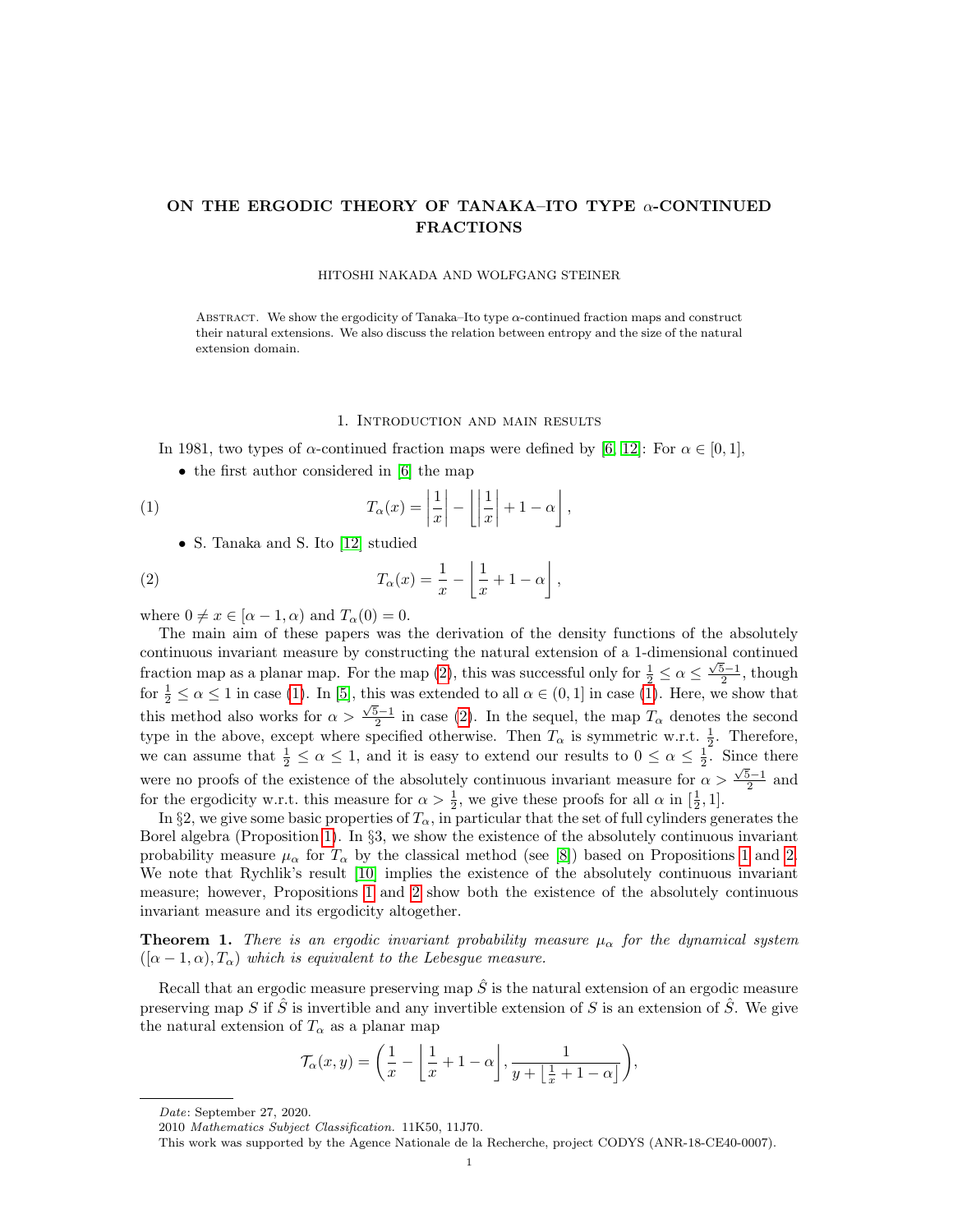# ON THE ERGODIC THEORY OF TANAKA–ITO TYPE $\alpha$-CONTINUED FRACTIONS

HITOSHI NAKADA AND WOLFGANG STEINER

Abstract. We show the ergodicity of Tanaka–Ito type $\alpha$-continued fraction maps and construct their natural extensions. We also discuss the relation between entropy and the size of the natural extension domain.

## 1. Introduction and main results

In 1981, two types of $\alpha$-continued fraction maps were defined by [6, 12]: For $\alpha \in [0,1]$,

- the first author considered in [6] the map

$$T_\alpha(x) = \left|\frac{1}{x}\right| - \left\lfloor \left|\frac{1}{x}\right| + 1 - \alpha \right\rfloor, \tag{1}$$

- S. Tanaka and S. Ito [12] studied

$$T_\alpha(x) = \frac{1}{x} - \left\lfloor \frac{1}{x} + 1 - \alpha \right\rfloor, \tag{2}$$

where $0 \neq x \in [\alpha - 1, \alpha)$ and $T_\alpha(0) = 0$.

The main aim of these papers was the derivation of the density functions of the absolutely continuous invariant measure by constructing the natural extension of a 1-dimensional continued fraction map as a planar map. For the map (2), this was successful only for $\frac{1}{2} \le \alpha \le \frac{\sqrt{5}-1}{2}$, though for $\frac{1}{2} \le \alpha \le 1$ in case (1). In [5], this was extended to all $\alpha \in (0,1]$ in case (1). Here, we show that this method also works for $\alpha > \frac{\sqrt{5}-1}{2}$ in case (2). In the sequel, the map $T_\alpha$ denotes the second type in the above, except where specified otherwise. Then $T_\alpha$ is symmetric w.r.t. $\frac{1}{2}$. Therefore, we can assume that $\frac{1}{2} \le \alpha \le 1$, and it is easy to extend our results to $0 \le \alpha \le \frac{1}{2}$. Since there were no proofs of the existence of the absolutely continuous invariant measure for $\alpha > \frac{\sqrt{5}-1}{2}$ and for the ergodicity w.r.t. this measure for $\alpha > \frac{1}{2}$, we give these proofs for all $\alpha$ in $[\frac{1}{2}, 1]$.

In §2, we give some basic properties of $T_\alpha$, in particular that the set of full cylinders generates the Borel algebra (Proposition 1). In §3, we show the existence of the absolutely continuous invariant probability measure $\mu_\alpha$ for $T_\alpha$ by the classical method (see [8]) based on Propositions 1 and 2. We note that Rychlik's result [10] implies the existence of the absolutely continuous invariant measure; however, Propositions 1 and 2 show both the existence of the absolutely continuous invariant measure and its ergodicity altogether.

**Theorem 1.** *There is an ergodic invariant probability measure $\mu_\alpha$ for the dynamical system $([\alpha-1,\alpha), T_\alpha)$ which is equivalent to the Lebesgue measure.*

Recall that an ergodic measure preserving map $\hat{S}$ is the natural extension of an ergodic measure preserving map $S$ if $\hat{S}$ is invertible and any invertible extension of $S$ is an extension of $\hat{S}$. We give the natural extension of $T_\alpha$ as a planar map

$$\mathcal{T}_\alpha(x,y) = \left(\frac{1}{x} - \left\lfloor \frac{1}{x} + 1 - \alpha \right\rfloor, \frac{1}{y + \left\lfloor \frac{1}{x} + 1 - \alpha \right\rfloor}\right),$$

*Date*: September 27, 2020.

2010 *Mathematics Subject Classification.* 11K50, 11J70.

This work was supported by the Agence Nationale de la Recherche, project CODYS (ANR-18-CE40-0007).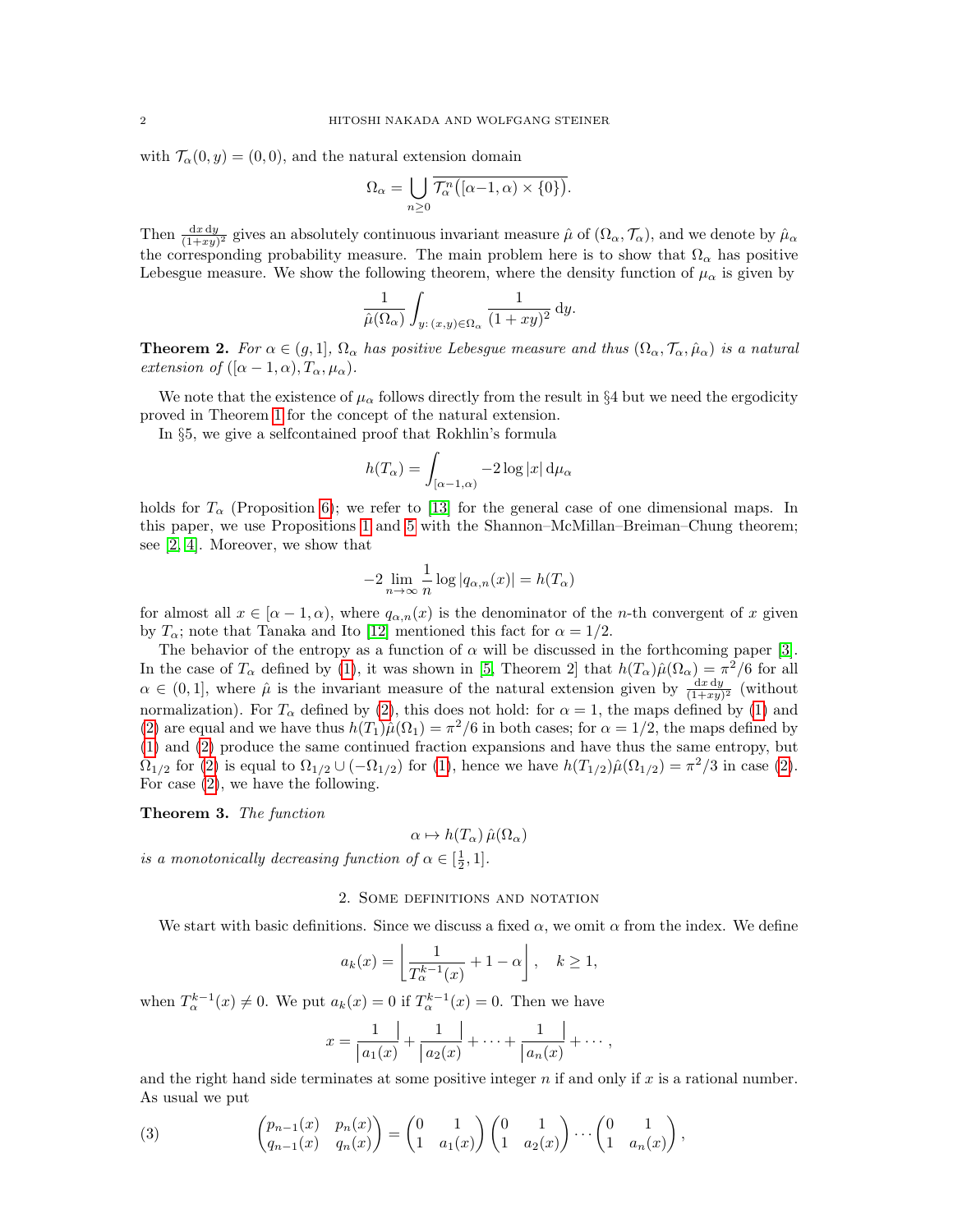with $\mathcal{T}_\alpha(0, y) = (0, 0)$, and the natural extension domain

$$\Omega_\alpha = \bigcup_{n \geq 0} \overline{\mathcal{T}_\alpha^n\big([\alpha{-}1, \alpha) \times \{0\}\big)}.$$

Then $\frac{\mathrm{d}x\,\mathrm{d}y}{(1+xy)^2}$ gives an absolutely continuous invariant measure $\hat\mu$ of $(\Omega_\alpha, \mathcal{T}_\alpha)$, and we denote by $\hat\mu_\alpha$ the corresponding probability measure. The main problem here is to show that $\Omega_\alpha$ has positive Lebesgue measure. We show the following theorem, where the density function of $\mu_\alpha$ is given by

$$\frac{1}{\hat\mu(\Omega_\alpha)} \int_{y:\,(x,y)\in\Omega_\alpha} \frac{1}{(1+xy)^2}\,\mathrm{d}y.$$

**Theorem 2.** *For $\alpha \in (g, 1]$, $\Omega_\alpha$ has positive Lebesgue measure and thus $(\Omega_\alpha, \mathcal{T}_\alpha, \hat\mu_\alpha)$ is a natural extension of $([\alpha-1, \alpha), T_\alpha, \mu_\alpha)$.*

We note that the existence of $\mu_\alpha$ follows directly from the result in §4 but we need the ergodicity proved in Theorem 1 for the concept of the natural extension.

In §5, we give a selfcontained proof that Rokhlin's formula

$$h(T_\alpha) = \int_{[\alpha-1,\alpha)} -2\log|x|\,\mathrm{d}\mu_\alpha$$

holds for $T_\alpha$ (Proposition 6); we refer to [13] for the general case of one dimensional maps. In this paper, we use Propositions 1 and 5 with the Shannon–McMillan–Breiman–Chung theorem; see [2, 4]. Moreover, we show that

$$-2\lim_{n\to\infty} \frac{1}{n}\log|q_{\alpha,n}(x)| = h(T_\alpha)$$

for almost all $x \in [\alpha-1, \alpha)$, where $q_{\alpha,n}(x)$ is the denominator of the $n$-th convergent of $x$ given by $T_\alpha$; note that Tanaka and Ito [12] mentioned this fact for $\alpha = 1/2$.

The behavior of the entropy as a function of $\alpha$ will be discussed in the forthcoming paper [3]. In the case of $T_\alpha$ defined by (1), it was shown in [5, Theorem 2] that $h(T_\alpha)\hat\mu(\Omega_\alpha) = \pi^2/6$ for all $\alpha \in (0, 1]$, where $\hat\mu$ is the invariant measure of the natural extension given by $\frac{\mathrm{d}x\,\mathrm{d}y}{(1+xy)^2}$ (without normalization). For $T_\alpha$ defined by (2), this does not hold: for $\alpha = 1$, the maps defined by (1) and (2) are equal and we have thus $h(T_1)\hat\mu(\Omega_1) = \pi^2/6$ in both cases; for $\alpha = 1/2$, the maps defined by (1) and (2) produce the same continued fraction expansions and have thus the same entropy, but $\Omega_{1/2}$ for (2) is equal to $\Omega_{1/2} \cup (-\Omega_{1/2})$ for (1), hence we have $h(T_{1/2})\hat\mu(\Omega_{1/2}) = \pi^2/3$ in case (2). For case (2), we have the following.

**Theorem 3.** *The function*

$$\alpha \mapsto h(T_\alpha)\,\hat\mu(\Omega_\alpha)$$

*is a monotonically decreasing function of $\alpha \in [\frac{1}{2}, 1]$.*

## 2. Some definitions and notation

We start with basic definitions. Since we discuss a fixed $\alpha$, we omit $\alpha$ from the index. We define

$$a_k(x) = \left\lfloor \frac{1}{T_\alpha^{k-1}(x)} + 1 - \alpha \right\rfloor, \quad k \geq 1,$$

when $T_\alpha^{k-1}(x) \neq 0$. We put $a_k(x) = 0$ if $T_\alpha^{k-1}(x) = 0$. Then we have

$$x = \frac{1}{|a_1(x)} + \frac{1}{|a_2(x)} + \cdots + \frac{1}{|a_n(x)} + \cdots,$$

and the right hand side terminates at some positive integer $n$ if and only if $x$ is a rational number. As usual we put

$$\begin{pmatrix} p_{n-1}(x) & p_n(x) \\ q_{n-1}(x) & q_n(x) \end{pmatrix} = \begin{pmatrix} 0 & 1 \\ 1 & a_1(x) \end{pmatrix} \begin{pmatrix} 0 & 1 \\ 1 & a_2(x) \end{pmatrix} \cdots \begin{pmatrix} 0 & 1 \\ 1 & a_n(x) \end{pmatrix}, \tag{3}$$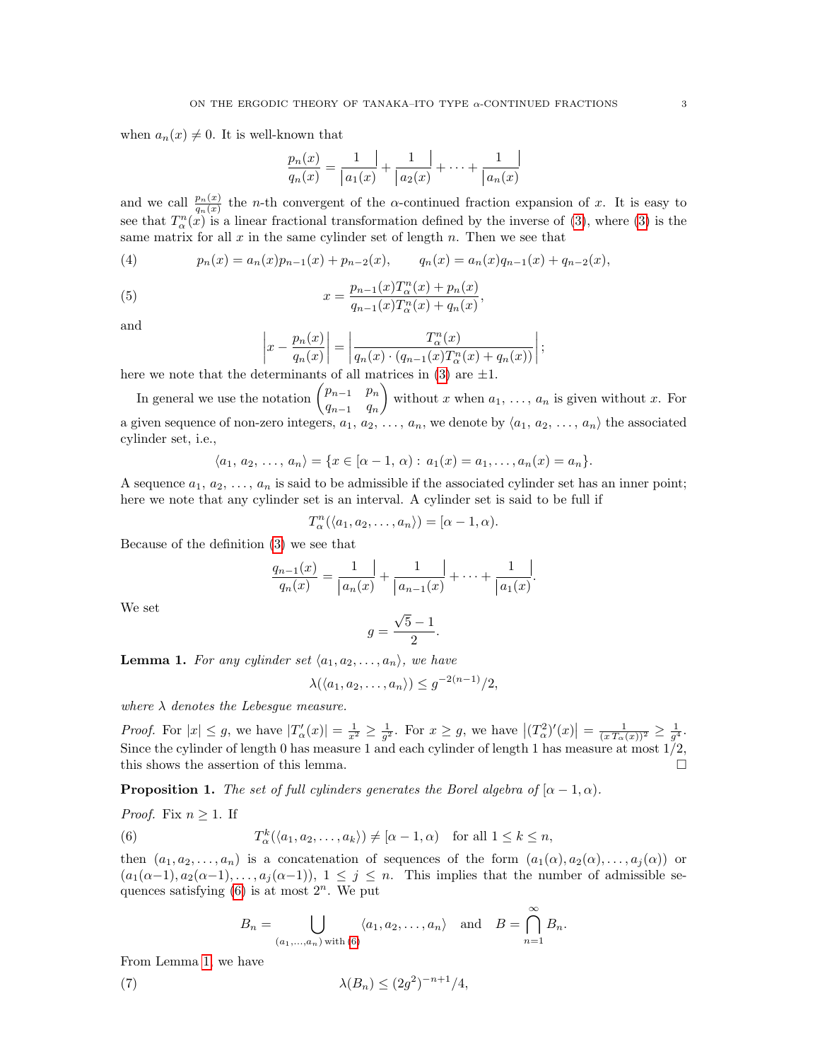when $a_n(x) \neq 0$. It is well-known that

$$\frac{p_n(x)}{q_n(x)} = \cfrac{1}{|a_1(x)} + \cfrac{1}{|a_2(x)} + \cdots + \cfrac{1}{|a_n(x)}$$

and we call $\frac{p_n(x)}{q_n(x)}$ the $n$-th convergent of the $\alpha$-continued fraction expansion of $x$. It is easy to see that $T_\alpha^n(x)$ is a linear fractional transformation defined by the inverse of (3), where (3) is the same matrix for all $x$ in the same cylinder set of length $n$. Then we see that

$$p_n(x) = a_n(x)p_{n-1}(x) + p_{n-2}(x), \qquad q_n(x) = a_n(x)q_{n-1}(x) + q_{n-2}(x), \tag{4}$$

$$x = \frac{p_{n-1}(x)T_\alpha^n(x) + p_n(x)}{q_{n-1}(x)T_\alpha^n(x) + q_n(x)}, \tag{5}$$

and

$$\left| x - \frac{p_n(x)}{q_n(x)} \right| = \left| \frac{T_\alpha^n(x)}{q_n(x) \cdot (q_{n-1}(x)T_\alpha^n(x) + q_n(x))} \right|;$$

here we note that the determinants of all matrices in (3) are $\pm 1$.

In general we use the notation $\begin{pmatrix} p_{n-1} & p_n \\ q_{n-1} & q_n \end{pmatrix}$ without $x$ when $a_1, \ldots, a_n$ is given without $x$. For a given sequence of non-zero integers, $a_1, a_2, \ldots, a_n$, we denote by $\langle a_1, a_2, \ldots, a_n \rangle$ the associated cylinder set, i.e.,

$$\langle a_1, a_2, \ldots, a_n \rangle = \{x \in [\alpha - 1, \alpha) : a_1(x) = a_1, \ldots, a_n(x) = a_n\}.$$

A sequence $a_1, a_2, \ldots, a_n$ is said to be admissible if the associated cylinder set has an inner point; here we note that any cylinder set is an interval. A cylinder set is said to be full if

$$T_\alpha^n(\langle a_1, a_2, \ldots, a_n \rangle) = [\alpha - 1, \alpha).$$

Because of the definition (3) we see that

$$\frac{q_{n-1}(x)}{q_n(x)} = \cfrac{1}{|a_n(x)} + \cfrac{1}{|a_{n-1}(x)} + \cdots + \cfrac{1}{|a_1(x)}.$$

We set

$$g = \frac{\sqrt{5} - 1}{2}.$$

**Lemma 1.** *For any cylinder set $\langle a_1, a_2, \ldots, a_n \rangle$, we have*

$$\lambda(\langle a_1, a_2, \ldots, a_n \rangle) \leq g^{-2(n-1)}/2,$$

*where $\lambda$ denotes the Lebesgue measure.*

*Proof.* For $|x| \leq g$, we have $|T_\alpha'(x)| = \frac{1}{x^2} \geq \frac{1}{g^2}$. For $x \geq g$, we have $\left|(T_\alpha^2)'(x)\right| = \frac{1}{(x\,T_\alpha(x))^2} \geq \frac{1}{g^4}$. Since the cylinder of length 0 has measure 1 and each cylinder of length 1 has measure at most $1/2$, this shows the assertion of this lemma. $\square$

**Proposition 1.** *The set of full cylinders generates the Borel algebra of $[\alpha - 1, \alpha)$.*

*Proof.* Fix $n \geq 1$. If

$$T_\alpha^k(\langle a_1, a_2, \ldots, a_k \rangle) \neq [\alpha - 1, \alpha) \quad \text{for all } 1 \leq k \leq n, \tag{6}$$

then $(a_1, a_2, \ldots, a_n)$ is a concatenation of sequences of the form $(a_1(\alpha), a_2(\alpha), \ldots, a_j(\alpha))$ or $(a_1(\alpha-1), a_2(\alpha-1), \ldots, a_j(\alpha-1))$, $1 \leq j \leq n$. This implies that the number of admissible sequences satisfying (6) is at most $2^n$. We put

$$B_n = \bigcup_{(a_1,\ldots,a_n) \text{ with } (6)} \langle a_1, a_2, \ldots, a_n \rangle \quad \text{and} \quad B = \bigcap_{n=1}^{\infty} B_n.$$

From Lemma 1, we have

$$\lambda(B_n) \leq (2g^2)^{-n+1}/4, \tag{7}$$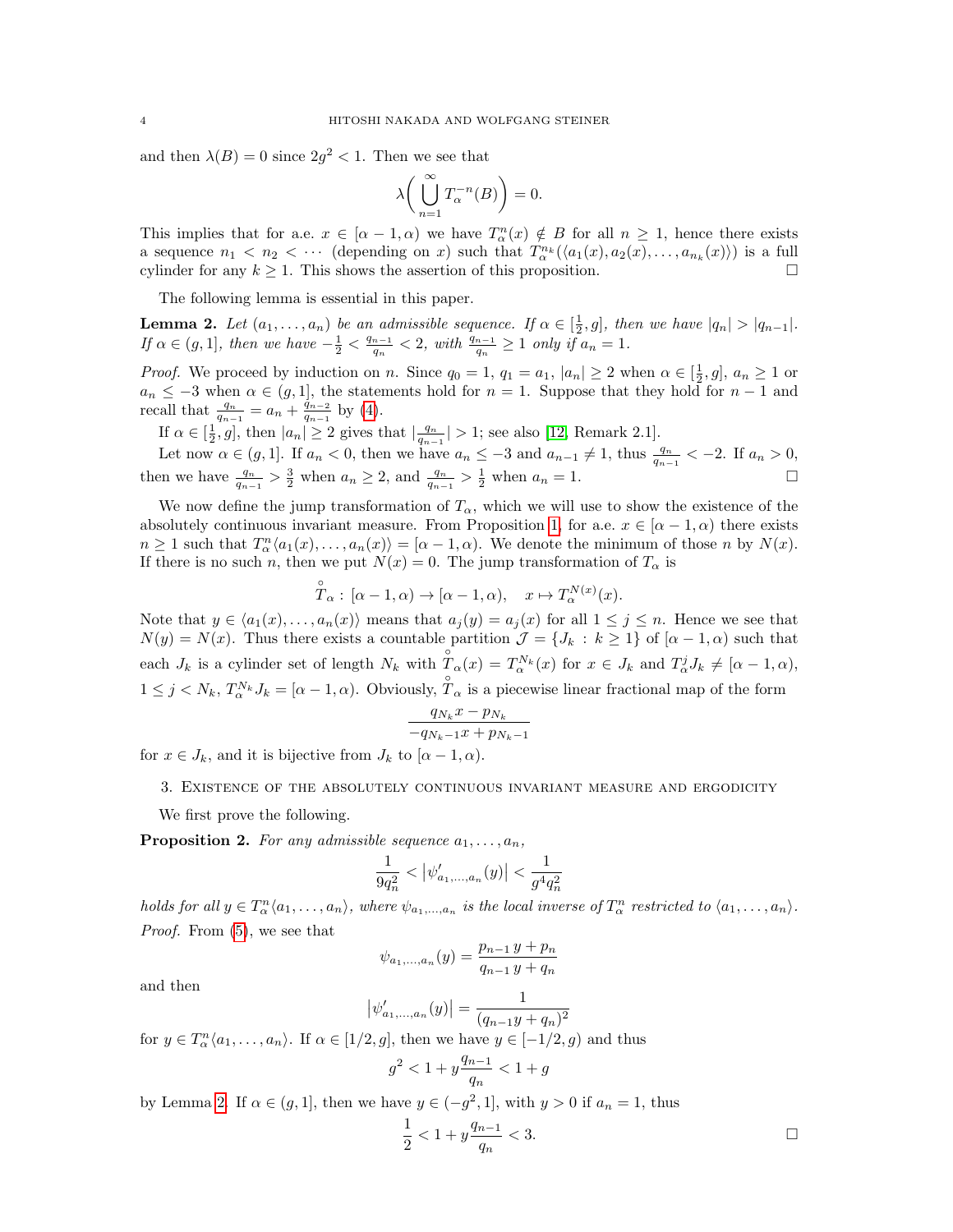and then $\lambda(B) = 0$ since $2g^2 < 1$. Then we see that

$$\lambda\bigg(\bigcup_{n=1}^{\infty} T_\alpha^{-n}(B)\bigg) = 0.$$

This implies that for a.e. $x \in [\alpha-1, \alpha)$ we have $T_\alpha^n(x) \notin B$ for all $n \ge 1$, hence there exists a sequence $n_1 < n_2 < \cdots$ (depending on $x$) such that $T_\alpha^{n_k}(\langle a_1(x), a_2(x), \ldots, a_{n_k}(x)\rangle)$ is a full cylinder for any $k \ge 1$. This shows the assertion of this proposition. $\square$

The following lemma is essential in this paper.

**Lemma 2.** *Let $(a_1, \ldots, a_n)$ be an admissible sequence. If $\alpha \in [\frac{1}{2}, g]$, then we have $|q_n| > |q_{n-1}|$. If $\alpha \in (g, 1]$, then we have $-\frac{1}{2} < \frac{q_{n-1}}{q_n} < 2$, with $\frac{q_{n-1}}{q_n} \ge 1$ only if $a_n = 1$.*

*Proof.* We proceed by induction on $n$. Since $q_0 = 1$, $q_1 = a_1$, $|a_n| \ge 2$ when $\alpha \in [\frac{1}{2}, g]$, $a_n \ge 1$ or $a_n \le -3$ when $\alpha \in (g, 1]$, the statements hold for $n = 1$. Suppose that they hold for $n-1$ and recall that $\frac{q_n}{q_{n-1}} = a_n + \frac{q_{n-2}}{q_{n-1}}$ by (4).

If $\alpha \in [\frac{1}{2}, g]$, then $|a_n| \ge 2$ gives that $|\frac{q_n}{q_{n-1}}| > 1$; see also [12, Remark 2.1].

Let now $\alpha \in (g, 1]$. If $a_n < 0$, then we have $a_n \le -3$ and $a_{n-1} \ne 1$, thus $\frac{q_n}{q_{n-1}} < -2$. If $a_n > 0$, then we have $\frac{q_n}{q_{n-1}} > \frac{3}{2}$ when $a_n \ge 2$, and $\frac{q_n}{q_{n-1}} > \frac{1}{2}$ when $a_n = 1$. $\square$

We now define the jump transformation of $T_\alpha$, which we will use to show the existence of the absolutely continuous invariant measure. From Proposition 1, for a.e. $x \in [\alpha-1, \alpha)$ there exists $n \ge 1$ such that $T_\alpha^n\langle a_1(x), \ldots, a_n(x)\rangle = [\alpha-1, \alpha)$. We denote the minimum of those $n$ by $N(x)$. If there is no such $n$, then we put $N(x) = 0$. The jump transformation of $T_\alpha$ is

$$\overset{\circ}{T}_\alpha : [\alpha-1, \alpha) \to [\alpha-1, \alpha), \quad x \mapsto T_\alpha^{N(x)}(x).$$

Note that $y \in \langle a_1(x), \ldots, a_n(x)\rangle$ means that $a_j(y) = a_j(x)$ for all $1 \le j \le n$. Hence we see that $N(y) = N(x)$. Thus there exists a countable partition $\mathcal{J} = \{J_k : k \ge 1\}$ of $[\alpha-1, \alpha)$ such that each $J_k$ is a cylinder set of length $N_k$ with $\overset{\circ}{T}_\alpha(x) = T_\alpha^{N_k}(x)$ for $x \in J_k$ and $T_\alpha^j J_k \ne [\alpha-1, \alpha)$, $1 \le j < N_k$, $T_\alpha^{N_k} J_k = [\alpha-1, \alpha)$. Obviously, $\overset{\circ}{T}_\alpha$ is a piecewise linear fractional map of the form

$$\frac{q_{N_k} x - p_{N_k}}{-q_{N_k-1} x + p_{N_k-1}}$$

for $x \in J_k$, and it is bijective from $J_k$ to $[\alpha-1, \alpha)$.

## 3. Existence of the absolutely continuous invariant measure and ergodicity

We first prove the following.

**Proposition 2.** *For any admissible sequence $a_1, \ldots, a_n$,*

$$\frac{1}{9q_n^2} < \big|\psi'_{a_1,\ldots,a_n}(y)\big| < \frac{1}{g^4 q_n^2}$$

*holds for all $y \in T_\alpha^n\langle a_1, \ldots, a_n\rangle$, where $\psi_{a_1,\ldots,a_n}$ is the local inverse of $T_\alpha^n$ restricted to $\langle a_1, \ldots, a_n\rangle$.*

*Proof.* From (5), we see that

$$\psi_{a_1,\ldots,a_n}(y) = \frac{p_{n-1}\, y + p_n}{q_{n-1}\, y + q_n}$$

and then

$$\big|\psi'_{a_1,\ldots,a_n}(y)\big| = \frac{1}{(q_{n-1} y + q_n)^2}$$

for $y \in T_\alpha^n\langle a_1, \ldots, a_n\rangle$. If $\alpha \in [1/2, g]$, then we have $y \in [-1/2, g)$ and thus

$$g^2 < 1 + y\frac{q_{n-1}}{q_n} < 1 + g$$

by Lemma 2. If $\alpha \in (g, 1]$, then we have $y \in (-g^2, 1]$, with $y > 0$ if $a_n = 1$, thus

$$\frac{1}{2} < 1 + y\frac{q_{n-1}}{q_n} < 3. \qquad \square$$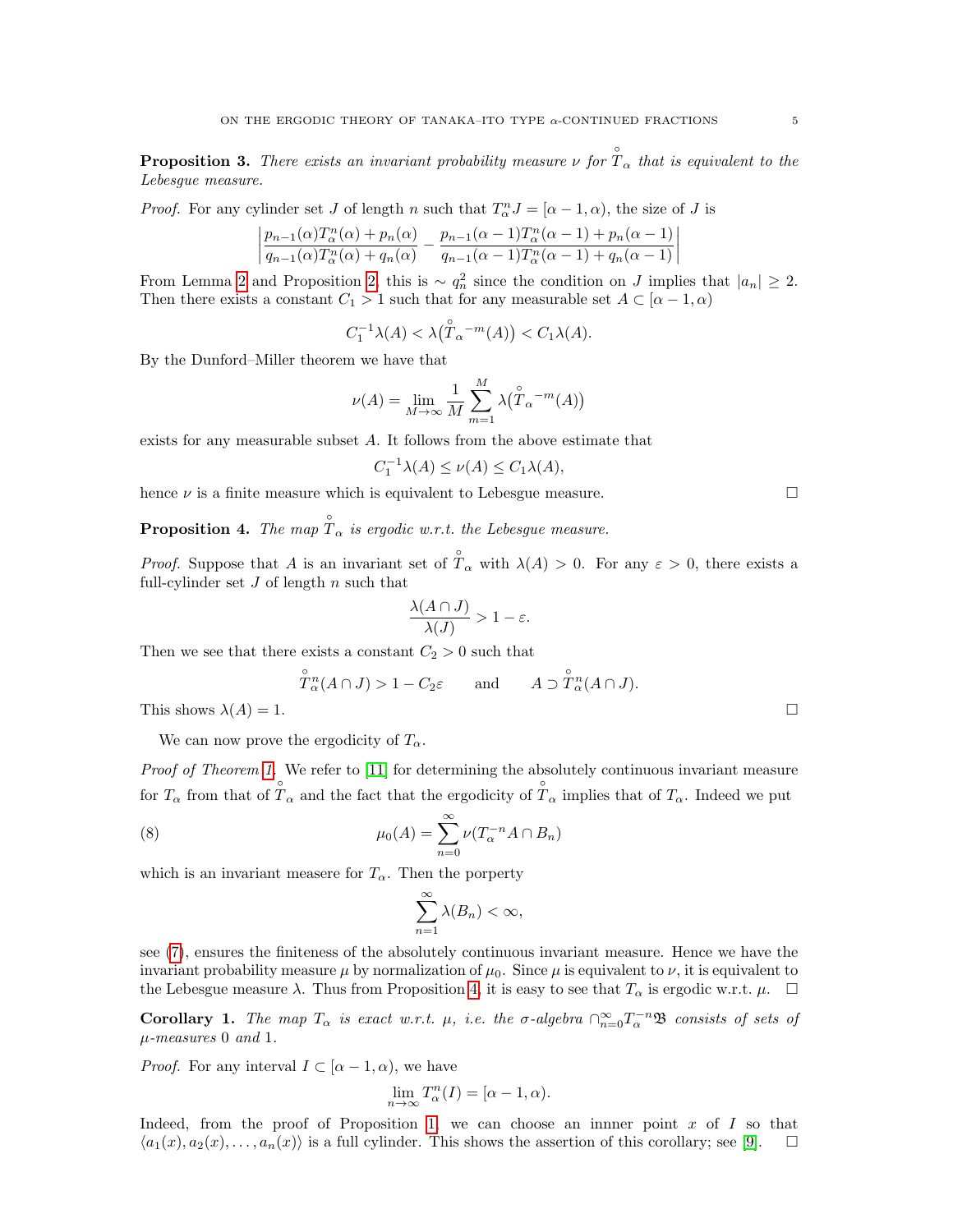**Proposition 3.** *There exists an invariant probability measure $\nu$ for $\overset{\circ}{T}_\alpha$ that is equivalent to the Lebesgue measure.*

*Proof.* For any cylinder set $J$ of length $n$ such that $T_\alpha^n J = [\alpha-1, \alpha)$, the size of $J$ is

$$\left| \frac{p_{n-1}(\alpha)T_\alpha^n(\alpha) + p_n(\alpha)}{q_{n-1}(\alpha)T_\alpha^n(\alpha) + q_n(\alpha)} - \frac{p_{n-1}(\alpha-1)T_\alpha^n(\alpha-1) + p_n(\alpha-1)}{q_{n-1}(\alpha-1)T_\alpha^n(\alpha-1) + q_n(\alpha-1)} \right|$$

From Lemma 2 and Proposition 2, this is $\sim q_n^2$ since the condition on $J$ implies that $|a_n| \geq 2$. Then there exists a constant $C_1 > 1$ such that for any measurable set $A \subset [\alpha-1, \alpha)$

$$C_1^{-1}\lambda(A) < \lambda\big(\overset{\circ}{T}_\alpha{}^{-m}(A)\big) < C_1 \lambda(A).$$

By the Dunford–Miller theorem we have that

$$\nu(A) = \lim_{M\to\infty} \frac{1}{M} \sum_{m=1}^{M} \lambda\big(\overset{\circ}{T}_\alpha{}^{-m}(A)\big)$$

exists for any measurable subset $A$. It follows from the above estimate that

$$C_1^{-1}\lambda(A) \leq \nu(A) \leq C_1\lambda(A),$$

hence $\nu$ is a finite measure which is equivalent to Lebesgue measure. $\square$

**Proposition 4.** *The map $\overset{\circ}{T}_\alpha$ is ergodic w.r.t. the Lebesgue measure.*

*Proof.* Suppose that $A$ is an invariant set of $\overset{\circ}{T}_\alpha$ with $\lambda(A) > 0$. For any $\varepsilon > 0$, there exists a full-cylinder set $J$ of length $n$ such that

$$\frac{\lambda(A \cap J)}{\lambda(J)} > 1 - \varepsilon.$$

Then we see that there exists a constant $C_2 > 0$ such that

$$\overset{\circ}{T}{}_\alpha^n(A \cap J) > 1 - C_2\varepsilon \qquad \text{and} \qquad A \supset \overset{\circ}{T}{}_\alpha^n(A \cap J).$$

This shows $\lambda(A) = 1$. $\square$

We can now prove the ergodicity of $T_\alpha$.

*Proof of Theorem 1.* We refer to [11] for determining the absolutely continuous invariant measure for $T_\alpha$ from that of $\overset{\circ}{T}_\alpha$ and the fact that the ergodicity of $\overset{\circ}{T}_\alpha$ implies that of $T_\alpha$. Indeed we put

$$\mu_0(A) = \sum_{n=0}^{\infty} \nu(T_\alpha^{-n}A \cap B_n) \tag{8}$$

which is an invariant measere for $T_\alpha$. Then the porperty

$$\sum_{n=1}^{\infty} \lambda(B_n) < \infty,$$

see (7), ensures the finiteness of the absolutely continuous invariant measure. Hence we have the invariant probability measure $\mu$ by normalization of $\mu_0$. Since $\mu$ is equivalent to $\nu$, it is equivalent to the Lebesgue measure $\lambda$. Thus from Proposition 4, it is easy to see that $T_\alpha$ is ergodic w.r.t. $\mu$. $\square$

**Corollary 1.** *The map $T_\alpha$ is exact w.r.t. $\mu$, i.e. the $\sigma$-algebra $\cap_{n=0}^{\infty} T_\alpha^{-n}\mathfrak{B}$ consists of sets of $\mu$-measures $0$ and $1$.*

*Proof.* For any interval $I \subset [\alpha-1, \alpha)$, we have

$$\lim_{n\to\infty} T_\alpha^n(I) = [\alpha-1, \alpha).$$

Indeed, from the proof of Proposition 1, we can choose an innner point $x$ of $I$ so that $\langle a_1(x), a_2(x), \ldots, a_n(x)\rangle$ is a full cylinder. This shows the assertion of this corollary; see [9]. $\square$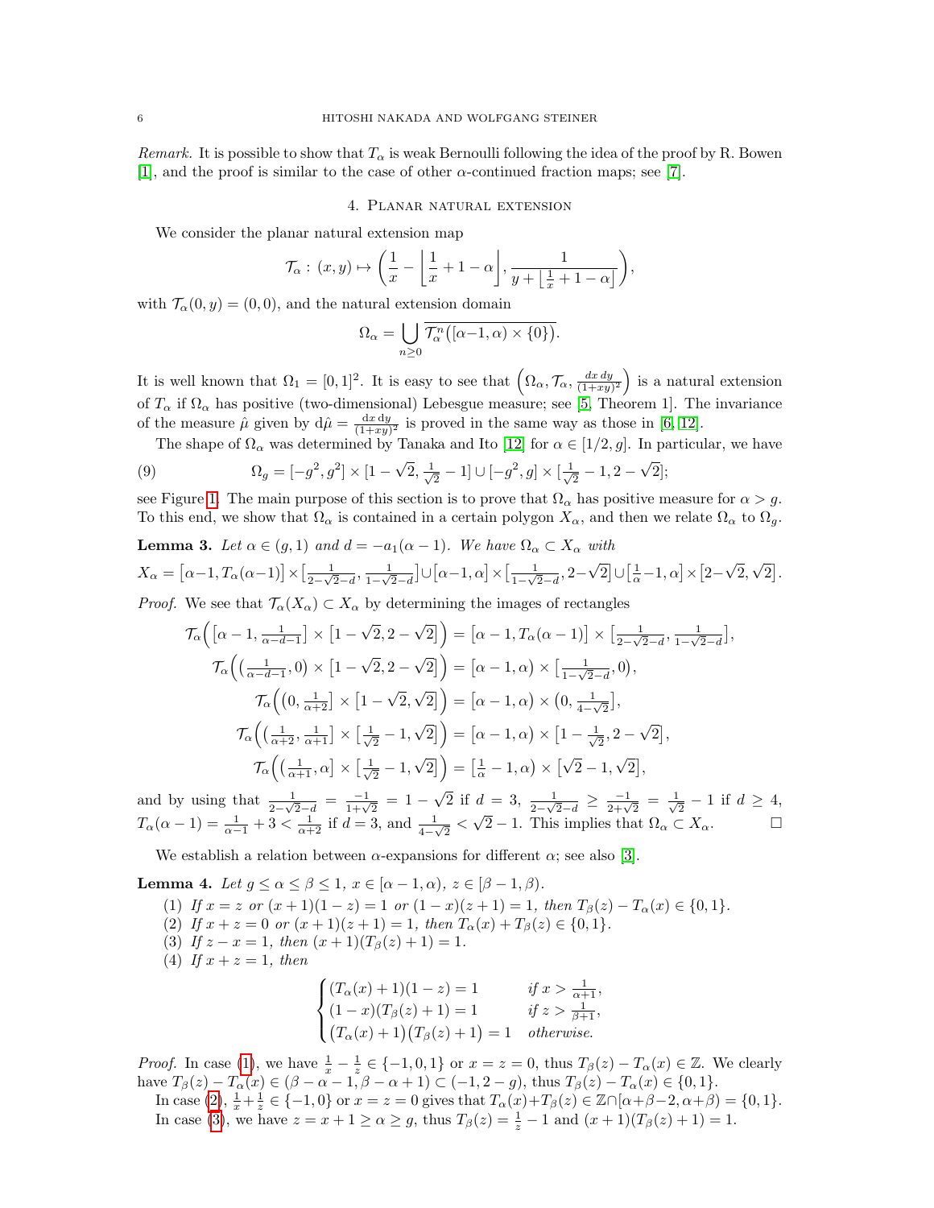*Remark.* It is possible to show that $T_\alpha$ is weak Bernoulli following the idea of the proof by R. Bowen [1], and the proof is similar to the case of other $\alpha$-continued fraction maps; see [7].

## 4. Planar natural extension

We consider the planar natural extension map

$$\mathcal{T}_\alpha : (x,y) \mapsto \left(\frac{1}{x} - \left\lfloor \frac{1}{x} + 1 - \alpha \right\rfloor, \frac{1}{y + \left\lfloor \frac{1}{x} + 1 - \alpha \right\rfloor}\right),$$

with $\mathcal{T}_\alpha(0,y) = (0,0)$, and the natural extension domain

$$\Omega_\alpha = \bigcup_{n\geq 0} \overline{\mathcal{T}_\alpha^n\big([\alpha-1,\alpha)\times\{0\}\big)}.$$

It is well known that $\Omega_1 = [0,1]^2$. It is easy to see that $\left(\Omega_\alpha, \mathcal{T}_\alpha, \frac{dx\,dy}{(1+xy)^2}\right)$ is a natural extension of $T_\alpha$ if $\Omega_\alpha$ has positive (two-dimensional) Lebesgue measure; see [5, Theorem 1]. The invariance of the measure $\hat{\mu}$ given by $d\hat{\mu} = \frac{dx\,dy}{(1+xy)^2}$ is proved in the same way as those in [6, 12].

The shape of $\Omega_\alpha$ was determined by Tanaka and Ito [12] for $\alpha \in [1/2, g]$. In particular, we have

$$\Omega_g = [-g^2, g^2] \times [1-\sqrt{2}, \tfrac{1}{\sqrt{2}} - 1] \cup [-g^2, g] \times [\tfrac{1}{\sqrt{2}} - 1, 2 - \sqrt{2}]; \tag{9}$$

see Figure 1. The main purpose of this section is to prove that $\Omega_\alpha$ has positive measure for $\alpha > g$. To this end, we show that $\Omega_\alpha$ is contained in a certain polygon $X_\alpha$, and then we relate $\Omega_\alpha$ to $\Omega_g$.

**Lemma 3.** *Let $\alpha \in (g,1)$ and $d = -a_1(\alpha-1)$. We have $\Omega_\alpha \subset X_\alpha$ with*

$$X_\alpha = \big[\alpha-1, T_\alpha(\alpha-1)\big] \times \big[\tfrac{1}{2-\sqrt{2}-d}, \tfrac{1}{1-\sqrt{2}-d}\big] \cup \big[\alpha-1,\alpha\big] \times \big[\tfrac{1}{1-\sqrt{2}-d}, 2-\sqrt{2}\big] \cup \big[\tfrac{1}{\alpha}-1, \alpha\big] \times \big[2-\sqrt{2}, \sqrt{2}\big].$$

*Proof.* We see that $\mathcal{T}_\alpha(X_\alpha) \subset X_\alpha$ by determining the images of rectangles

$$\begin{aligned}
\mathcal{T}_\alpha\Big(\big[\alpha-1, \tfrac{1}{\alpha-d-1}\big] \times \big[1-\sqrt{2}, 2-\sqrt{2}\big]\Big) &= \big[\alpha-1, T_\alpha(\alpha-1)\big] \times \big[\tfrac{1}{2-\sqrt{2}-d}, \tfrac{1}{1-\sqrt{2}-d}\big],\\
\mathcal{T}_\alpha\Big(\big(\tfrac{1}{\alpha-d-1}, 0\big) \times \big[1-\sqrt{2}, 2-\sqrt{2}\big]\Big) &= \big[\alpha-1,\alpha\big) \times \big[\tfrac{1}{1-\sqrt{2}-d}, 0\big),\\
\mathcal{T}_\alpha\Big(\big(0, \tfrac{1}{\alpha+2}\big] \times \big[1-\sqrt{2}, \sqrt{2}\big]\Big) &= \big[\alpha-1,\alpha\big) \times \big(0, \tfrac{1}{4-\sqrt{2}}\big],\\
\mathcal{T}_\alpha\Big(\big(\tfrac{1}{\alpha+2}, \tfrac{1}{\alpha+1}\big] \times \big[\tfrac{1}{\sqrt{2}}-1, \sqrt{2}\big]\Big) &= \big[\alpha-1,\alpha\big) \times \big[1-\tfrac{1}{\sqrt{2}}, 2-\sqrt{2}\big],\\
\mathcal{T}_\alpha\Big(\big(\tfrac{1}{\alpha+1}, \alpha\big] \times \big[\tfrac{1}{\sqrt{2}}-1, \sqrt{2}\big]\Big) &= \big[\tfrac{1}{\alpha}-1, \alpha\big) \times \big[\sqrt{2}-1, \sqrt{2}\big],
\end{aligned}$$

and by using that $\frac{1}{2-\sqrt{2}-d} = \frac{-1}{1+\sqrt{2}} = 1-\sqrt{2}$ if $d=3$, $\frac{1}{2-\sqrt{2}-d} \geq \frac{-1}{2+\sqrt{2}} = \frac{1}{\sqrt{2}}-1$ if $d \geq 4$, $T_\alpha(\alpha-1) = \frac{1}{\alpha-1} + 3 < \frac{1}{\alpha+2}$ if $d=3$, and $\frac{1}{4-\sqrt{2}} < \sqrt{2}-1$. This implies that $\Omega_\alpha \subset X_\alpha$. $\square$

We establish a relation between $\alpha$-expansions for different $\alpha$; see also [3].

**Lemma 4.** *Let $g \leq \alpha \leq \beta \leq 1$, $x \in [\alpha-1,\alpha)$, $z \in [\beta-1,\beta)$.*

1. *If $x = z$ or $(x+1)(1-z) = 1$ or $(1-x)(z+1) = 1$, then $T_\beta(z) - T_\alpha(x) \in \{0,1\}$.*
2. *If $x + z = 0$ or $(x+1)(z+1) = 1$, then $T_\alpha(x) + T_\beta(z) \in \{0,1\}$.*
3. *If $z - x = 1$, then $(x+1)(T_\beta(z)+1) = 1$.*
4. *If $x + z = 1$, then*

$$\begin{cases} (T_\alpha(x)+1)(1-z) = 1 & \text{if } x > \frac{1}{\alpha+1},\\ (1-x)(T_\beta(z)+1) = 1 & \text{if } z > \frac{1}{\beta+1},\\ \big(T_\alpha(x)+1\big)\big(T_\beta(z)+1\big) = 1 & \text{otherwise.} \end{cases}$$

*Proof.* In case (1), we have $\frac{1}{x} - \frac{1}{z} \in \{-1,0,1\}$ or $x = z = 0$, thus $T_\beta(z) - T_\alpha(x) \in \mathbb{Z}$. We clearly have $T_\beta(z) - T_\alpha(x) \in (\beta-\alpha-1, \beta-\alpha+1) \subset (-1, 2-g)$, thus $T_\beta(z) - T_\alpha(x) \in \{0,1\}$.

In case (2), $\frac{1}{x} + \frac{1}{z} \in \{-1,0\}$ or $x = z = 0$ gives that $T_\alpha(x) + T_\beta(z) \in \mathbb{Z} \cap [\alpha+\beta-2, \alpha+\beta) = \{0,1\}$.

In case (3), we have $z = x+1 \geq \alpha \geq g$, thus $T_\beta(z) = \frac{1}{z} - 1$ and $(x+1)(T_\beta(z)+1) = 1$.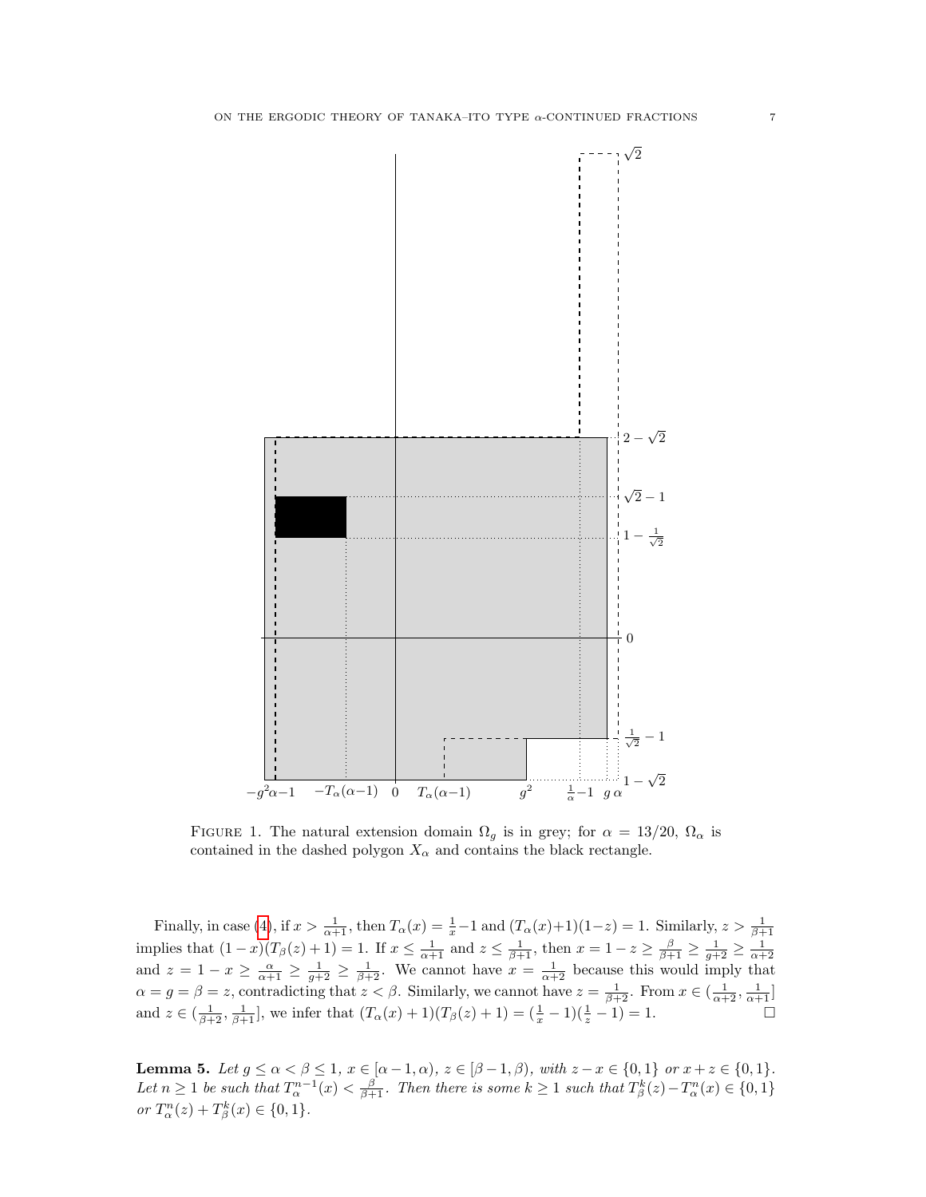FIGURE 1. The natural extension domain $\Omega_g$ is in grey; for $\alpha = 13/20$, $\Omega_\alpha$ is contained in the dashed polygon $X_\alpha$ and contains the black rectangle.

Finally, in case (4), if $x > \frac{1}{\alpha+1}$, then $T_\alpha(x) = \frac{1}{x} - 1$ and $(T_\alpha(x)+1)(1-z) = 1$. Similarly, $z > \frac{1}{\beta+1}$ implies that $(1-x)(T_\beta(z)+1) = 1$. If $x \leq \frac{1}{\alpha+1}$ and $z \leq \frac{1}{\beta+1}$, then $x = 1 - z \geq \frac{\beta}{\beta+1} \geq \frac{1}{g+2} \geq \frac{1}{\alpha+2}$ and $z = 1 - x \geq \frac{\alpha}{\alpha+1} \geq \frac{1}{g+2} \geq \frac{1}{\beta+2}$. We cannot have $x = \frac{1}{\alpha+2}$ because this would imply that $\alpha = g = \beta = z$, contradicting that $z < \beta$. Similarly, we cannot have $z = \frac{1}{\beta+2}$. From $x \in (\frac{1}{\alpha+2}, \frac{1}{\alpha+1}]$ and $z \in (\frac{1}{\beta+2}, \frac{1}{\beta+1}]$, we infer that $(T_\alpha(x)+1)(T_\beta(z)+1) = (\frac{1}{x} - 1)(\frac{1}{z} - 1) = 1$. $\square$

**Lemma 5.** *Let $g \leq \alpha < \beta \leq 1$, $x \in [\alpha - 1, \alpha)$, $z \in [\beta - 1, \beta)$, with $z - x \in \{0, 1\}$ or $x + z \in \{0, 1\}$. Let $n \geq 1$ be such that $T_\alpha^{n-1}(x) < \frac{\beta}{\beta+1}$. Then there is some $k \geq 1$ such that $T_\beta^k(z) - T_\alpha^n(x) \in \{0, 1\}$ or $T_\alpha^n(z) + T_\beta^k(x) \in \{0, 1\}$.*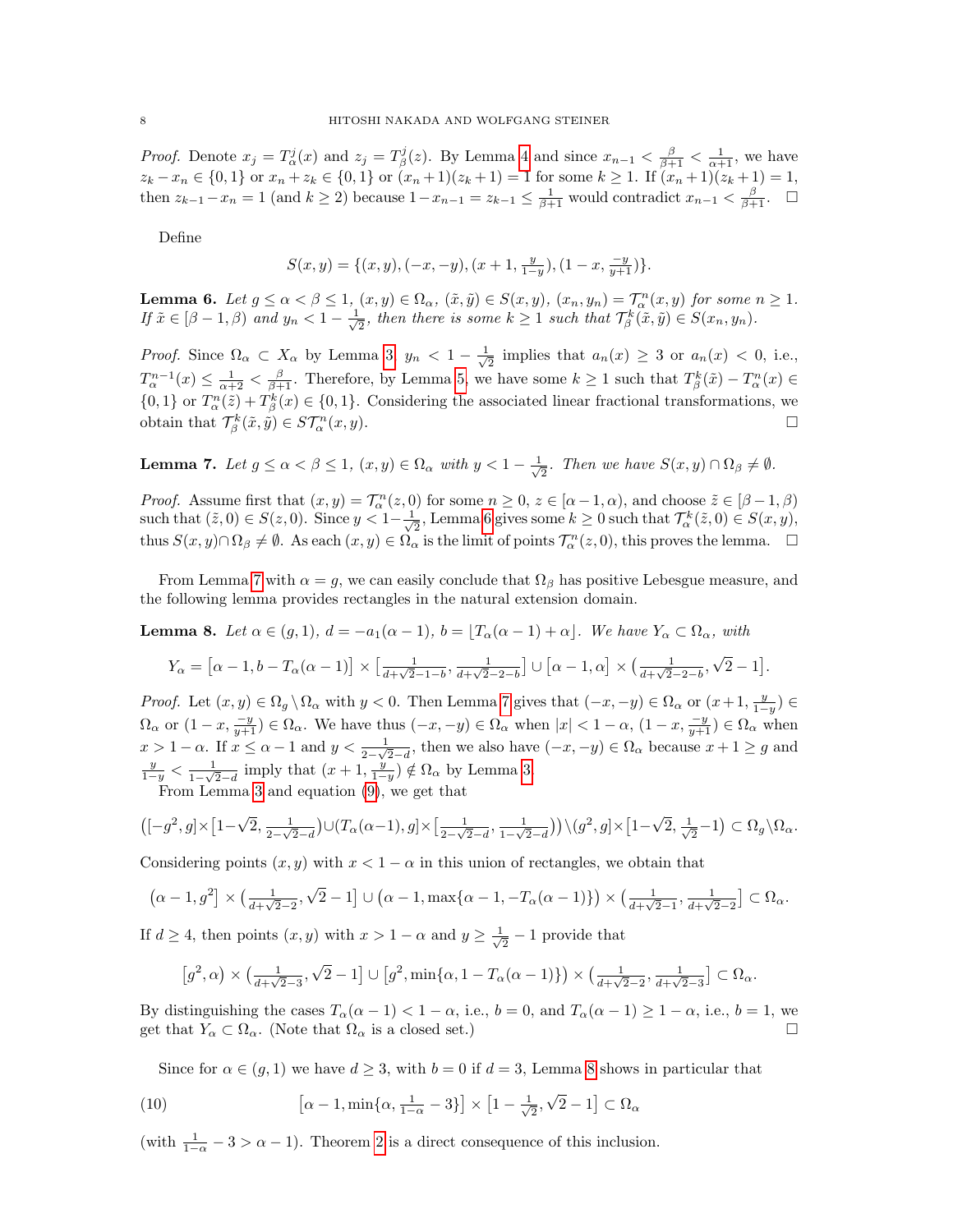*Proof.* Denote $x_j = T_\alpha^j(x)$ and $z_j = T_\beta^j(z)$. By Lemma 4 and since $x_{n-1} < \frac{\beta}{\beta+1} < \frac{1}{\alpha+1}$, we have $z_k - x_n \in \{0,1\}$ or $x_n + z_k \in \{0,1\}$ or $(x_n+1)(z_k+1) = 1$ for some $k \ge 1$. If $(x_n+1)(z_k+1) = 1$, then $z_{k-1} - x_n = 1$ (and $k \ge 2$) because $1 - x_{n-1} = z_{k-1} \le \frac{1}{\beta+1}$ would contradict $x_{n-1} < \frac{\beta}{\beta+1}$. $\square$

Define

$$S(x,y) = \{(x,y), (-x,-y), (x+1, \tfrac{y}{1-y}), (1-x, \tfrac{-y}{y+1})\}.$$

**Lemma 6.** *Let $g \le \alpha < \beta \le 1$, $(x,y) \in \Omega_\alpha$, $(\tilde{x},\tilde{y}) \in S(x,y)$, $(x_n,y_n) = \mathcal{T}_\alpha^n(x,y)$ for some $n \ge 1$. If $\tilde{x} \in [\beta-1,\beta)$ and $y_n < 1 - \frac{1}{\sqrt{2}}$, then there is some $k \ge 1$ such that $\mathcal{T}_\beta^k(\tilde{x},\tilde{y}) \in S(x_n,y_n)$.*

*Proof.* Since $\Omega_\alpha \subset X_\alpha$ by Lemma 3, $y_n < 1 - \frac{1}{\sqrt{2}}$ implies that $a_n(x) \ge 3$ or $a_n(x) < 0$, i.e., $T_\alpha^{n-1}(x) \le \frac{1}{\alpha+2} < \frac{\beta}{\beta+1}$. Therefore, by Lemma 5, we have some $k \ge 1$ such that $T_\beta^k(\tilde{x}) - T_\alpha^n(x) \in \{0,1\}$ or $T_\alpha^n(\tilde{z}) + T_\beta^k(x) \in \{0,1\}$. Considering the associated linear fractional transformations, we obtain that $\mathcal{T}_\beta^k(\tilde{x},\tilde{y}) \in S\mathcal{T}_\alpha^n(x,y)$. $\square$

**Lemma 7.** *Let $g \le \alpha < \beta \le 1$, $(x,y) \in \Omega_\alpha$ with $y < 1 - \frac{1}{\sqrt{2}}$. Then we have $S(x,y) \cap \Omega_\beta \ne \emptyset$.*

*Proof.* Assume first that $(x,y) = \mathcal{T}_\alpha^n(z,0)$ for some $n \ge 0$, $z \in [\alpha-1,\alpha)$, and choose $\tilde{z} \in [\beta-1,\beta)$ such that $(\tilde{z},0) \in S(z,0)$. Since $y < 1 - \frac{1}{\sqrt{2}}$, Lemma 6 gives some $k \ge 0$ such that $\mathcal{T}_\alpha^k(\tilde{z},0) \in S(x,y)$, thus $S(x,y) \cap \Omega_\beta \ne \emptyset$. As each $(x,y) \in \Omega_\alpha$ is the limit of points $\mathcal{T}_\alpha^n(z,0)$, this proves the lemma. $\square$

From Lemma 7 with $\alpha = g$, we can easily conclude that $\Omega_\beta$ has positive Lebesgue measure, and the following lemma provides rectangles in the natural extension domain.

**Lemma 8.** *Let $\alpha \in (g,1)$, $d = -a_1(\alpha-1)$, $b = \lfloor T_\alpha(\alpha-1) + \alpha \rfloor$. We have $Y_\alpha \subset \Omega_\alpha$, with*

$$Y_\alpha = \big[\alpha-1, b - T_\alpha(\alpha-1)\big] \times \big[\tfrac{1}{d+\sqrt{2}-1-b}, \tfrac{1}{d+\sqrt{2}-2-b}\big] \cup \big[\alpha-1,\alpha\big] \times \big(\tfrac{1}{d+\sqrt{2}-2-b}, \sqrt{2}-1\big].$$

*Proof.* Let $(x,y) \in \Omega_g \setminus \Omega_\alpha$ with $y < 0$. Then Lemma 7 gives that $(-x,-y) \in \Omega_\alpha$ or $(x+1, \frac{y}{1-y}) \in \Omega_\alpha$ or $(1-x, \frac{-y}{y+1}) \in \Omega_\alpha$. We have thus $(-x,-y) \in \Omega_\alpha$ when $|x| < 1-\alpha$, $(1-x, \frac{-y}{y+1}) \in \Omega_\alpha$ when $x > 1-\alpha$. If $x \le \alpha - 1$ and $y < \frac{1}{2-\sqrt{2}-d}$, then we also have $(-x,-y) \in \Omega_\alpha$ because $x+1 \ge g$ and $\frac{y}{1-y} < \frac{1}{1-\sqrt{2}-d}$ imply that $(x+1, \frac{y}{1-y}) \notin \Omega_\alpha$ by Lemma 3.

From Lemma 3 and equation (9), we get that

$$\big([-g^2,g] \times \big[1-\sqrt{2}, \tfrac{1}{2-\sqrt{2}-d}\big) \cup (T_\alpha(\alpha-1), g] \times \big[\tfrac{1}{2-\sqrt{2}-d}, \tfrac{1}{1-\sqrt{2}-d}\big)\big) \setminus (g^2,g] \times \big[1-\sqrt{2}, \tfrac{1}{\sqrt{2}}-1\big) \subset \Omega_g \setminus \Omega_\alpha.$$

Considering points $(x,y)$ with $x < 1-\alpha$ in this union of rectangles, we obtain that

$$\big(\alpha-1, g^2\big] \times \big(\tfrac{1}{d+\sqrt{2}-2}, \sqrt{2}-1\big] \cup \big(\alpha-1, \max\{\alpha-1, -T_\alpha(\alpha-1)\}\big) \times \big(\tfrac{1}{d+\sqrt{2}-1}, \tfrac{1}{d+\sqrt{2}-2}\big] \subset \Omega_\alpha.$$

If $d \ge 4$, then points $(x,y)$ with $x > 1-\alpha$ and $y \ge \frac{1}{\sqrt{2}} - 1$ provide that

$$\big[g^2, \alpha\big) \times \big(\tfrac{1}{d+\sqrt{2}-3}, \sqrt{2}-1\big] \cup \big[g^2, \min\{\alpha, 1-T_\alpha(\alpha-1)\}\big) \times \big(\tfrac{1}{d+\sqrt{2}-2}, \tfrac{1}{d+\sqrt{2}-3}\big] \subset \Omega_\alpha.$$

By distinguishing the cases $T_\alpha(\alpha-1) < 1-\alpha$, i.e., $b=0$, and $T_\alpha(\alpha-1) \ge 1-\alpha$, i.e., $b=1$, we get that $Y_\alpha \subset \Omega_\alpha$. (Note that $\Omega_\alpha$ is a closed set.) $\square$

Since for $\alpha \in (g,1)$ we have $d \ge 3$, with $b=0$ if $d=3$, Lemma 8 shows in particular that

$$\big[\alpha-1, \min\{\alpha, \tfrac{1}{1-\alpha}-3\}\big] \times \big[1-\tfrac{1}{\sqrt{2}}, \sqrt{2}-1\big] \subset \Omega_\alpha \tag{10}$$

(with $\frac{1}{1-\alpha} - 3 > \alpha - 1$). Theorem 2 is a direct consequence of this inclusion.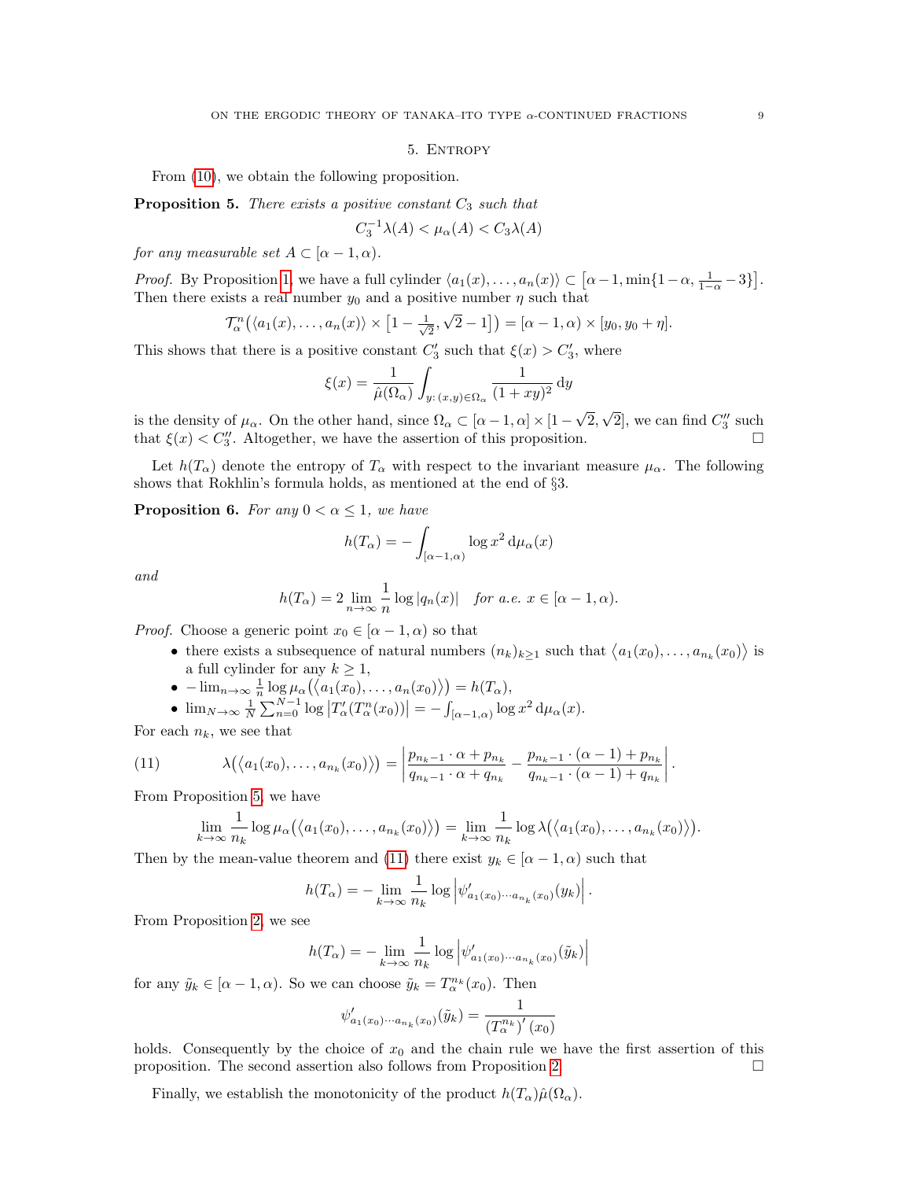## 5. Entropy

From (10), we obtain the following proposition.

**Proposition 5.** *There exists a positive constant $C_3$ such that*

$$C_3^{-1}\lambda(A) < \mu_\alpha(A) < C_3\lambda(A)$$

*for any measurable set $A \subset [\alpha-1,\alpha)$.*

*Proof.* By Proposition 1, we have a full cylinder $\langle a_1(x),\ldots,a_n(x)\rangle \subset \left[\alpha-1, \min\{1-\alpha, \frac{1}{1-\alpha}-3\}\right]$. Then there exists a real number $y_0$ and a positive number $\eta$ such that

$$\mathcal{T}_\alpha^n\left(\langle a_1(x),\ldots,a_n(x)\rangle \times \left[1-\tfrac{1}{\sqrt{2}}, \sqrt{2}-1\right]\right) = [\alpha-1,\alpha) \times [y_0, y_0+\eta].$$

This shows that there is a positive constant $C_3'$ such that $\xi(x) > C_3'$, where

$$\xi(x) = \frac{1}{\hat{\mu}(\Omega_\alpha)} \int_{y\colon (x,y)\in\Omega_\alpha} \frac{1}{(1+xy)^2}\,\mathrm{d}y$$

is the density of $\mu_\alpha$. On the other hand, since $\Omega_\alpha \subset [\alpha-1,\alpha] \times [1-\sqrt{2},\sqrt{2}]$, we can find $C_3''$ such that $\xi(x) < C_3''$. Altogether, we have the assertion of this proposition. $\square$

Let $h(T_\alpha)$ denote the entropy of $T_\alpha$ with respect to the invariant measure $\mu_\alpha$. The following shows that Rokhlin's formula holds, as mentioned at the end of §3.

**Proposition 6.** *For any $0 < \alpha \le 1$, we have*

$$h(T_\alpha) = -\int_{[\alpha-1,\alpha)} \log x^2 \,\mathrm{d}\mu_\alpha(x)$$

*and*

$$h(T_\alpha) = 2\lim_{n\to\infty} \frac{1}{n}\log|q_n(x)| \quad \textit{for a.e. } x \in [\alpha-1,\alpha).$$

*Proof.* Choose a generic point $x_0 \in [\alpha-1,\alpha)$ so that

- there exists a subsequence of natural numbers $(n_k)_{k\ge1}$ such that $\langle a_1(x_0),\ldots,a_{n_k}(x_0)\rangle$ is a full cylinder for any $k \ge 1$,
- $-\lim_{n\to\infty}\frac{1}{n}\log\mu_\alpha\big(\langle a_1(x_0),\ldots,a_n(x_0)\rangle\big) = h(T_\alpha)$,
- $\lim_{N\to\infty}\frac{1}{N}\sum_{n=0}^{N-1}\log\left|T_\alpha'(T_\alpha^n(x_0))\right| = -\int_{[\alpha-1,\alpha)}\log x^2\,\mathrm{d}\mu_\alpha(x)$.

For each $n_k$, we see that

$$\lambda\big(\langle a_1(x_0),\ldots,a_{n_k}(x_0)\rangle\big) = \left|\frac{p_{n_k-1}\cdot\alpha + p_{n_k}}{q_{n_k-1}\cdot\alpha + q_{n_k}} - \frac{p_{n_k-1}\cdot(\alpha-1)+p_{n_k}}{q_{n_k-1}\cdot(\alpha-1)+q_{n_k}}\right|. \tag{11}$$

From Proposition 5, we have

$$\lim_{k\to\infty}\frac{1}{n_k}\log\mu_\alpha\big(\langle a_1(x_0),\ldots,a_{n_k}(x_0)\rangle\big) = \lim_{k\to\infty}\frac{1}{n_k}\log\lambda\big(\langle a_1(x_0),\ldots,a_{n_k}(x_0)\rangle\big).$$

Then by the mean-value theorem and (11) there exist $y_k \in [\alpha-1,\alpha)$ such that

$$h(T_\alpha) = -\lim_{k\to\infty}\frac{1}{n_k}\log\left|\psi'_{a_1(x_0)\cdots a_{n_k}(x_0)}(y_k)\right|.$$

From Proposition 2, we see

$$h(T_\alpha) = -\lim_{k\to\infty}\frac{1}{n_k}\log\left|\psi'_{a_1(x_0)\cdots a_{n_k}(x_0)}(\tilde{y}_k)\right|$$

for any $\tilde{y}_k \in [\alpha-1,\alpha)$. So we can choose $\tilde{y}_k = T_\alpha^{n_k}(x_0)$. Then

$$\psi'_{a_1(x_0)\cdots a_{n_k}(x_0)}(\tilde{y}_k) = \frac{1}{\left(T_\alpha^{n_k}\right)'(x_0)}$$

holds. Consequently by the choice of $x_0$ and the chain rule we have the first assertion of this proposition. The second assertion also follows from Proposition 2. $\square$

Finally, we establish the monotonicity of the product $h(T_\alpha)\hat{\mu}(\Omega_\alpha)$.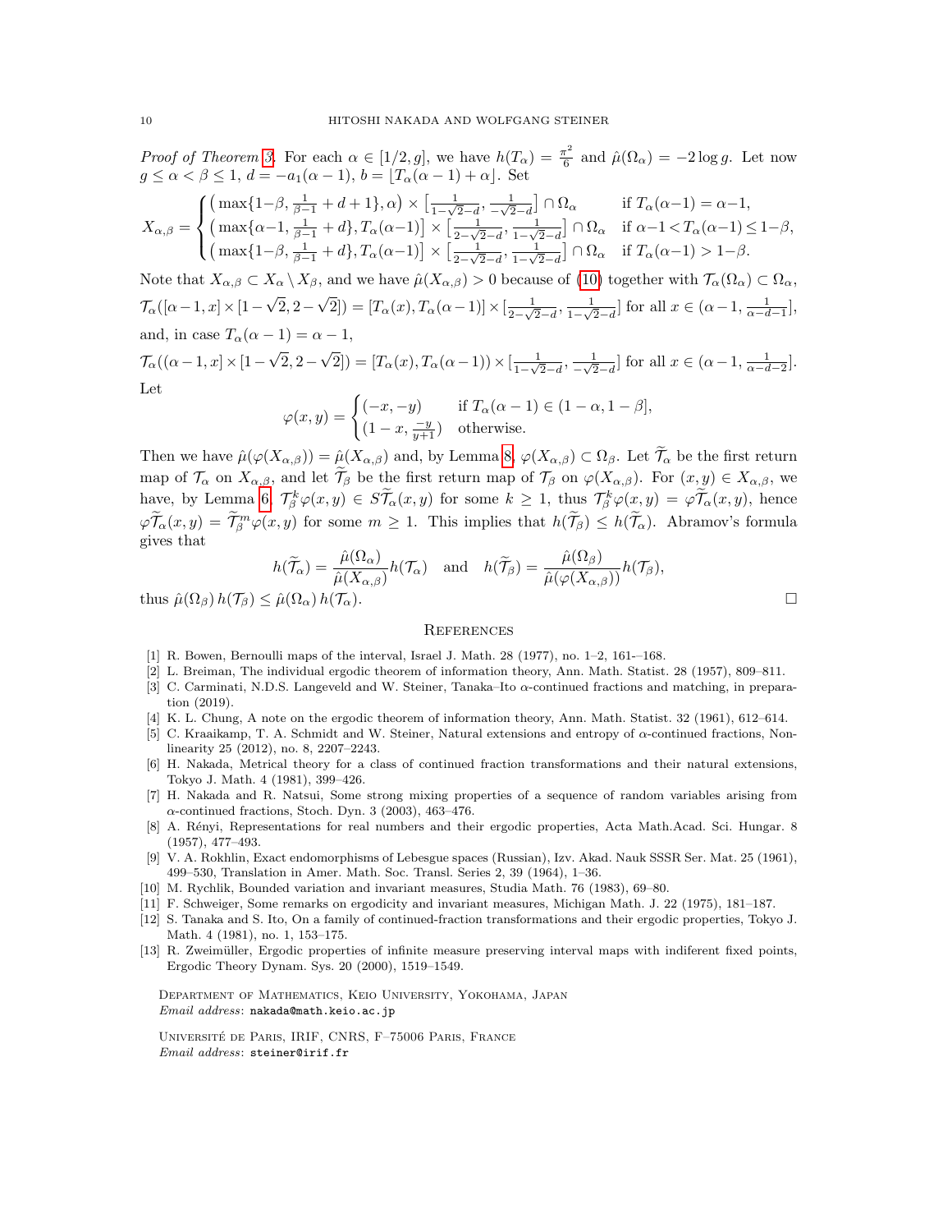*Proof of Theorem 3.* For each $\alpha \in [1/2, g]$, we have $h(T_\alpha) = \frac{\pi^2}{6}$ and $\hat\mu(\Omega_\alpha) = -2\log g$. Let now $g \le \alpha < \beta \le 1$, $d = -a_1(\alpha-1)$, $b = \lfloor T_\alpha(\alpha-1)+\alpha \rfloor$. Set

$$X_{\alpha,\beta} = \begin{cases} \big(\max\{1-\beta, \frac{1}{\beta-1}+d+1\}, \alpha\big) \times \big[\frac{1}{1-\sqrt{2}-d}, \frac{1}{-\sqrt{2}-d}\big] \cap \Omega_\alpha & \text{if } T_\alpha(\alpha-1) = \alpha-1, \\ \big(\max\{\alpha-1, \frac{1}{\beta-1}+d\}, T_\alpha(\alpha-1)\big] \times \big[\frac{1}{2-\sqrt{2}-d}, \frac{1}{1-\sqrt{2}-d}\big] \cap \Omega_\alpha & \text{if } \alpha-1 < T_\alpha(\alpha-1) \le 1-\beta, \\ \big(\max\{1-\beta, \frac{1}{\beta-1}+d\}, T_\alpha(\alpha-1)\big] \times \big[\frac{1}{2-\sqrt{2}-d}, \frac{1}{1-\sqrt{2}-d}\big] \cap \Omega_\alpha & \text{if } T_\alpha(\alpha-1) > 1-\beta. \end{cases}$$

Note that $X_{\alpha,\beta} \subset X_\alpha \setminus X_\beta$, and we have $\hat\mu(X_{\alpha,\beta}) > 0$ because of (10) together with $\mathcal{T}_\alpha(\Omega_\alpha) \subset \Omega_\alpha$, $\mathcal{T}_\alpha([\alpha-1, x] \times [1-\sqrt{2}, 2-\sqrt{2}]) = [T_\alpha(x), T_\alpha(\alpha-1)] \times [\frac{1}{2-\sqrt{2}-d}, \frac{1}{1-\sqrt{2}-d}]$ for all $x \in (\alpha-1, \frac{1}{\alpha-d-1}]$, and, in case $T_\alpha(\alpha-1) = \alpha-1$,

$\mathcal{T}_\alpha((\alpha-1, x] \times [1-\sqrt{2}, 2-\sqrt{2}]) = [T_\alpha(x), T_\alpha(\alpha-1)) \times [\frac{1}{1-\sqrt{2}-d}, \frac{1}{-\sqrt{2}-d}]$ for all $x \in (\alpha-1, \frac{1}{\alpha-d-2}]$.

Let

$$\varphi(x,y) = \begin{cases} (-x, -y) & \text{if } T_\alpha(\alpha-1) \in (1-\alpha, 1-\beta], \\ (1-x, \frac{-y}{y+1}) & \text{otherwise.} \end{cases}$$

Then we have $\hat\mu(\varphi(X_{\alpha,\beta})) = \hat\mu(X_{\alpha,\beta})$ and, by Lemma 8, $\varphi(X_{\alpha,\beta}) \subset \Omega_\beta$. Let $\widetilde{\mathcal{T}}_\alpha$ be the first return map of $\mathcal{T}_\alpha$ on $X_{\alpha,\beta}$, and let $\widetilde{\mathcal{T}}_\beta$ be the first return map of $\mathcal{T}_\beta$ on $\varphi(X_{\alpha,\beta})$. For $(x,y) \in X_{\alpha,\beta}$, we have, by Lemma 6, $\mathcal{T}_\beta^k \varphi(x,y) \in S\widetilde{\mathcal{T}}_\alpha(x,y)$ for some $k \ge 1$, thus $\mathcal{T}_\beta^k \varphi(x,y) = \varphi\widetilde{\mathcal{T}}_\alpha(x,y)$, hence $\varphi\widetilde{\mathcal{T}}_\alpha(x,y) = \widetilde{\mathcal{T}}_\beta^m \varphi(x,y)$ for some $m \ge 1$. This implies that $h(\widetilde{\mathcal{T}}_\beta) \le h(\widetilde{\mathcal{T}}_\alpha)$. Abramov's formula gives that

$$h(\widetilde{\mathcal{T}}_\alpha) = \frac{\hat\mu(\Omega_\alpha)}{\hat\mu(X_{\alpha,\beta})} h(\mathcal{T}_\alpha) \quad \text{and} \quad h(\widetilde{\mathcal{T}}_\beta) = \frac{\hat\mu(\Omega_\beta)}{\hat\mu(\varphi(X_{\alpha,\beta}))} h(\mathcal{T}_\beta),$$

thus $\hat\mu(\Omega_\beta)\, h(\mathcal{T}_\beta) \le \hat\mu(\Omega_\alpha)\, h(\mathcal{T}_\alpha)$. □

## References

[1] R. Bowen, Bernoulli maps of the interval, Israel J. Math. 28 (1977), no. 1–2, 161-–168.

[2] L. Breiman, The individual ergodic theorem of information theory, Ann. Math. Statist. 28 (1957), 809–811.

[3] C. Carminati, N.D.S. Langeveld and W. Steiner, Tanaka–Ito $\alpha$-continued fractions and matching, in preparation (2019).

[4] K. L. Chung, A note on the ergodic theorem of information theory, Ann. Math. Statist. 32 (1961), 612–614.

[5] C. Kraaikamp, T. A. Schmidt and W. Steiner, Natural extensions and entropy of $\alpha$-continued fractions, Nonlinearity 25 (2012), no. 8, 2207–2243.

[6] H. Nakada, Metrical theory for a class of continued fraction transformations and their natural extensions, Tokyo J. Math. 4 (1981), 399–426.

[7] H. Nakada and R. Natsui, Some strong mixing properties of a sequence of random variables arising from $\alpha$-continued fractions, Stoch. Dyn. 3 (2003), 463–476.

[8] A. Rényi, Representations for real numbers and their ergodic properties, Acta Math.Acad. Sci. Hungar. 8 (1957), 477–493.

[9] V. A. Rokhlin, Exact endomorphisms of Lebesgue spaces (Russian), Izv. Akad. Nauk SSSR Ser. Mat. 25 (1961), 499–530, Translation in Amer. Math. Soc. Transl. Series 2, 39 (1964), 1–36.

[10] M. Rychlik, Bounded variation and invariant measures, Studia Math. 76 (1983), 69–80.

[11] F. Schweiger, Some remarks on ergodicity and invariant measures, Michigan Math. J. 22 (1975), 181–187.

[12] S. Tanaka and S. Ito, On a family of continued-fraction transformations and their ergodic properties, Tokyo J. Math. 4 (1981), no. 1, 153–175.

[13] R. Zweimüller, Ergodic properties of infinite measure preserving interval maps with indiferent fixed points, Ergodic Theory Dynam. Sys. 20 (2000), 1519–1549.

Department of Mathematics, Keio University, Yokohama, Japan
*Email address*: nakada@math.keio.ac.jp

Université de Paris, IRIF, CNRS, F–75006 Paris, France
*Email address*: steiner@irif.fr